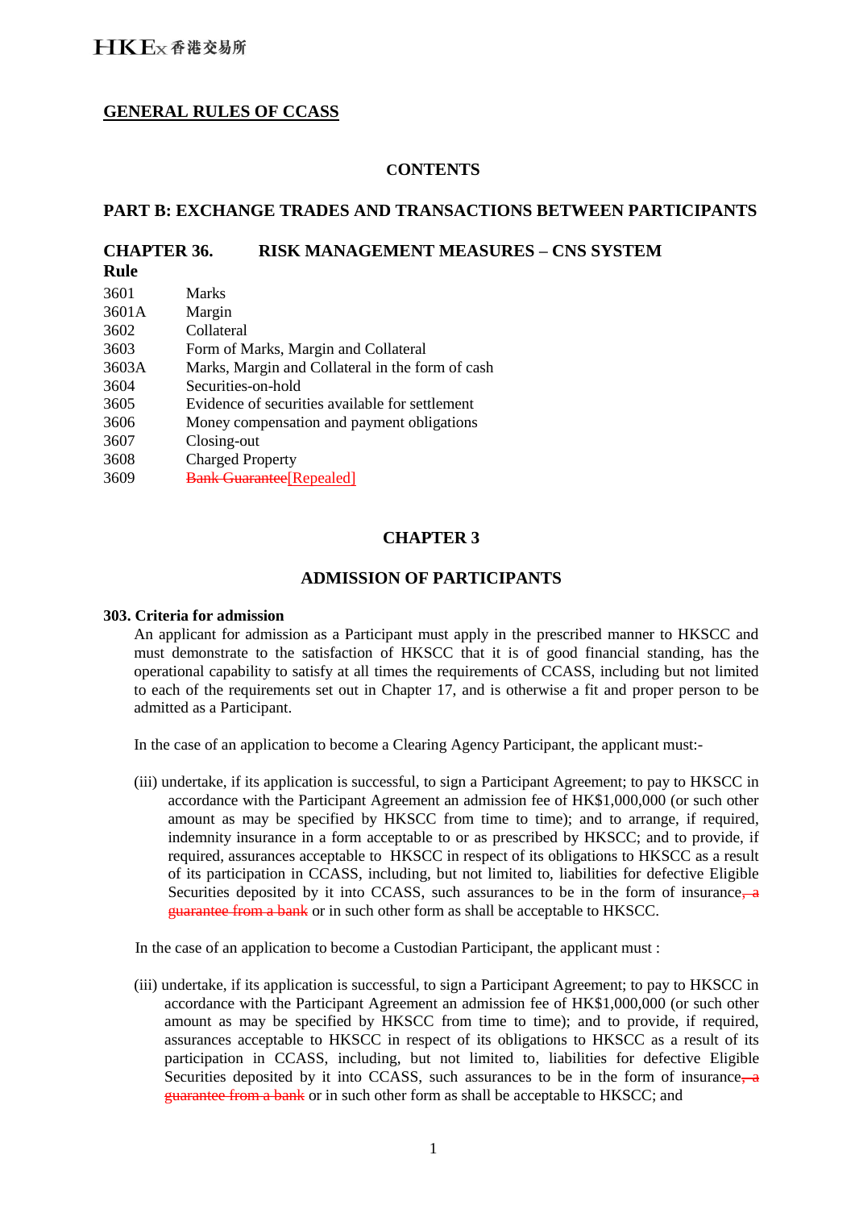## GENERAL RULES OF CCASS

### CONTENTS

### PART B: EXCHANGE TRADES AND TRANSACTIONS BETWEEN PARTICIPANTS

### CHAPTER 36. RISK MANAGEMENT MEASURES – CNS SYSTEM

| Rule | |
|---|---|
| 3601 | Marks |
| 3601A | Margin |
| 3602 | Collateral |
| 3603 | Form of Marks, Margin and Collateral |
| 3603A | Marks, Margin and Collateral in the form of cash |
| 3604 | Securities-on-hold |
| 3605 | Evidence of securities available for settlement |
| 3606 | Money compensation and payment obligations |
| 3607 | Closing-out |
| 3608 | Charged Property |
| 3609 | ~~Bank Guarantee~~[Repealed] |

### CHAPTER 3

### ADMISSION OF PARTICIPANTS

**303. Criteria for admission**

An applicant for admission as a Participant must apply in the prescribed manner to HKSCC and must demonstrate to the satisfaction of HKSCC that it is of good financial standing, has the operational capability to satisfy at all times the requirements of CCASS, including but not limited to each of the requirements set out in Chapter 17, and is otherwise a fit and proper person to be admitted as a Participant.

In the case of an application to become a Clearing Agency Participant, the applicant must:-

(iii) undertake, if its application is successful, to sign a Participant Agreement; to pay to HKSCC in accordance with the Participant Agreement an admission fee of HK$1,000,000 (or such other amount as may be specified by HKSCC from time to time); and to arrange, if required, indemnity insurance in a form acceptable to or as prescribed by HKSCC; and to provide, if required, assurances acceptable to HKSCC in respect of its obligations to HKSCC as a result of its participation in CCASS, including, but not limited to, liabilities for defective Eligible Securities deposited by it into CCASS, such assurances to be in the form of insurance~~, a guarantee from a bank~~ or in such other form as shall be acceptable to HKSCC.

In the case of an application to become a Custodian Participant, the applicant must :

(iii) undertake, if its application is successful, to sign a Participant Agreement; to pay to HKSCC in accordance with the Participant Agreement an admission fee of HK$1,000,000 (or such other amount as may be specified by HKSCC from time to time); and to provide, if required, assurances acceptable to HKSCC in respect of its obligations to HKSCC as a result of its participation in CCASS, including, but not limited to, liabilities for defective Eligible Securities deposited by it into CCASS, such assurances to be in the form of insurance~~, a guarantee from a bank~~ or in such other form as shall be acceptable to HKSCC; and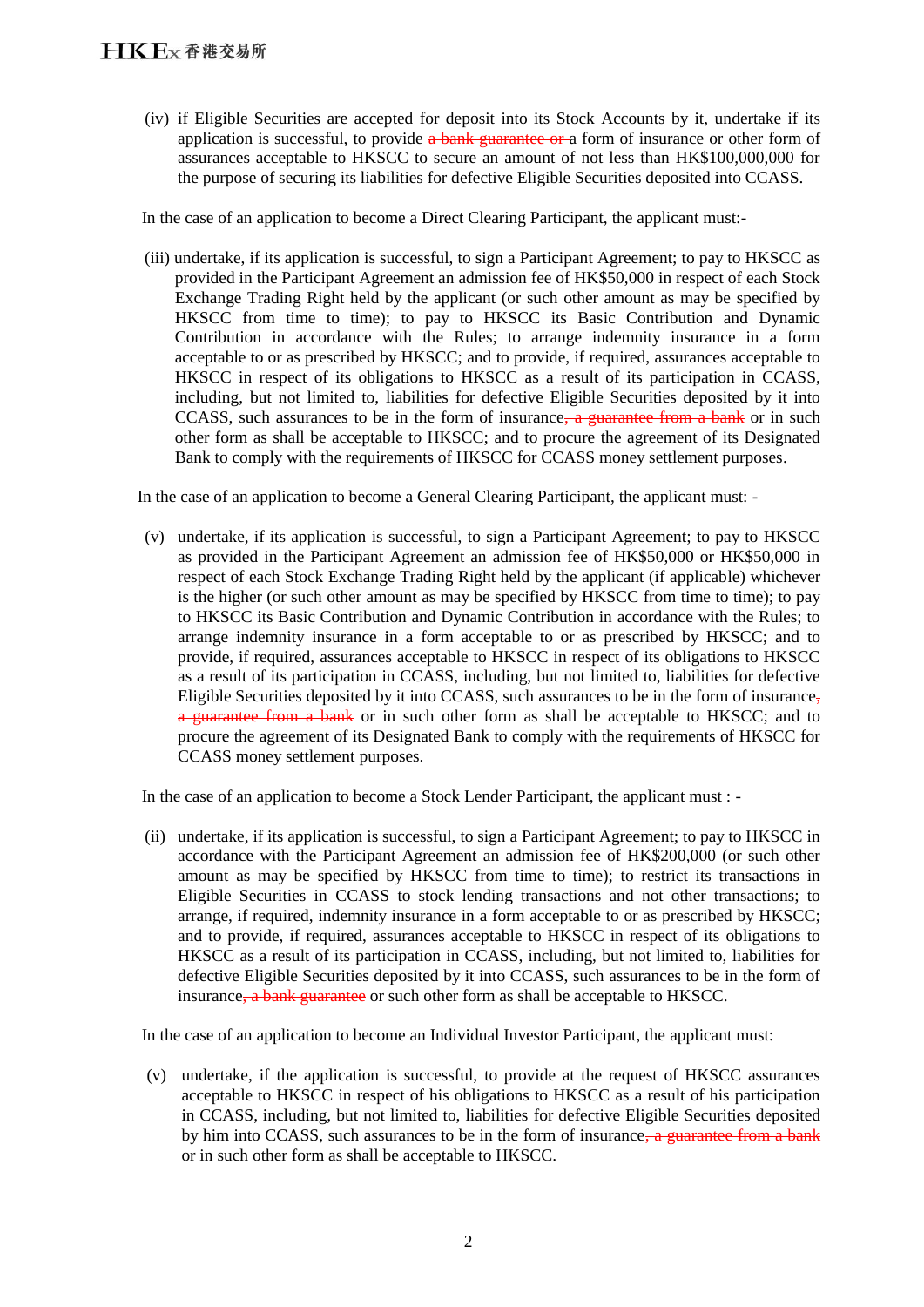(iv) if Eligible Securities are accepted for deposit into its Stock Accounts by it, undertake if its application is successful, to provide ~~a bank guarantee or~~ a form of insurance or other form of assurances acceptable to HKSCC to secure an amount of not less than HK$100,000,000 for the purpose of securing its liabilities for defective Eligible Securities deposited into CCASS.

In the case of an application to become a Direct Clearing Participant, the applicant must:-

(iii) undertake, if its application is successful, to sign a Participant Agreement; to pay to HKSCC as provided in the Participant Agreement an admission fee of HK$50,000 in respect of each Stock Exchange Trading Right held by the applicant (or such other amount as may be specified by HKSCC from time to time); to pay to HKSCC its Basic Contribution and Dynamic Contribution in accordance with the Rules; to arrange indemnity insurance in a form acceptable to or as prescribed by HKSCC; and to provide, if required, assurances acceptable to HKSCC in respect of its obligations to HKSCC as a result of its participation in CCASS, including, but not limited to, liabilities for defective Eligible Securities deposited by it into CCASS, such assurances to be in the form of insurance~~, a guarantee from a bank~~ or in such other form as shall be acceptable to HKSCC; and to procure the agreement of its Designated Bank to comply with the requirements of HKSCC for CCASS money settlement purposes.

In the case of an application to become a General Clearing Participant, the applicant must: -

(v) undertake, if its application is successful, to sign a Participant Agreement; to pay to HKSCC as provided in the Participant Agreement an admission fee of HK$50,000 or HK$50,000 in respect of each Stock Exchange Trading Right held by the applicant (if applicable) whichever is the higher (or such other amount as may be specified by HKSCC from time to time); to pay to HKSCC its Basic Contribution and Dynamic Contribution in accordance with the Rules; to arrange indemnity insurance in a form acceptable to or as prescribed by HKSCC; and to provide, if required, assurances acceptable to HKSCC in respect of its obligations to HKSCC as a result of its participation in CCASS, including, but not limited to, liabilities for defective Eligible Securities deposited by it into CCASS, such assurances to be in the form of insurance~~, a guarantee from a bank~~ or in such other form as shall be acceptable to HKSCC; and to procure the agreement of its Designated Bank to comply with the requirements of HKSCC for CCASS money settlement purposes.

In the case of an application to become a Stock Lender Participant, the applicant must : -

(ii) undertake, if its application is successful, to sign a Participant Agreement; to pay to HKSCC in accordance with the Participant Agreement an admission fee of HK$200,000 (or such other amount as may be specified by HKSCC from time to time); to restrict its transactions in Eligible Securities in CCASS to stock lending transactions and not other transactions; to arrange, if required, indemnity insurance in a form acceptable to or as prescribed by HKSCC; and to provide, if required, assurances acceptable to HKSCC in respect of its obligations to HKSCC as a result of its participation in CCASS, including, but not limited to, liabilities for defective Eligible Securities deposited by it into CCASS, such assurances to be in the form of insurance~~, a bank guarantee~~ or such other form as shall be acceptable to HKSCC.

In the case of an application to become an Individual Investor Participant, the applicant must:

(v) undertake, if the application is successful, to provide at the request of HKSCC assurances acceptable to HKSCC in respect of his obligations to HKSCC as a result of his participation in CCASS, including, but not limited to, liabilities for defective Eligible Securities deposited by him into CCASS, such assurances to be in the form of insurance~~, a guarantee from a bank~~ or in such other form as shall be acceptable to HKSCC.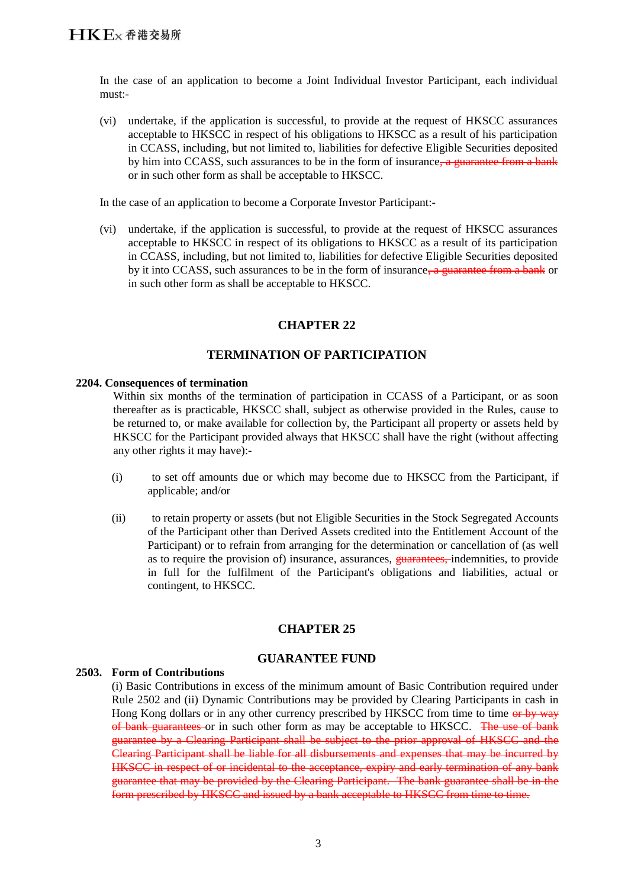In the case of an application to become a Joint Individual Investor Participant, each individual must:-

(vi) undertake, if the application is successful, to provide at the request of HKSCC assurances acceptable to HKSCC in respect of his obligations to HKSCC as a result of his participation in CCASS, including, but not limited to, liabilities for defective Eligible Securities deposited by him into CCASS, such assurances to be in the form of insurance~~, a guarantee from a bank~~ or in such other form as shall be acceptable to HKSCC.

In the case of an application to become a Corporate Investor Participant:-

(vi) undertake, if the application is successful, to provide at the request of HKSCC assurances acceptable to HKSCC in respect of its obligations to HKSCC as a result of its participation in CCASS, including, but not limited to, liabilities for defective Eligible Securities deposited by it into CCASS, such assurances to be in the form of insurance~~, a guarantee from a bank~~ or in such other form as shall be acceptable to HKSCC.

## CHAPTER 22

## TERMINATION OF PARTICIPATION

**2204. Consequences of termination**

Within six months of the termination of participation in CCASS of a Participant, or as soon thereafter as is practicable, HKSCC shall, subject as otherwise provided in the Rules, cause to be returned to, or make available for collection by, the Participant all property or assets held by HKSCC for the Participant provided always that HKSCC shall have the right (without affecting any other rights it may have):-

(i) to set off amounts due or which may become due to HKSCC from the Participant, if applicable; and/or

(ii) to retain property or assets (but not Eligible Securities in the Stock Segregated Accounts of the Participant other than Derived Assets credited into the Entitlement Account of the Participant) or to refrain from arranging for the determination or cancellation of (as well as to require the provision of) insurance, assurances, ~~guarantees,~~ indemnities, to provide in full for the fulfilment of the Participant's obligations and liabilities, actual or contingent, to HKSCC.

## CHAPTER 25

## GUARANTEE FUND

**2503. Form of Contributions**

(i) Basic Contributions in excess of the minimum amount of Basic Contribution required under Rule 2502 and (ii) Dynamic Contributions may be provided by Clearing Participants in cash in Hong Kong dollars or in any other currency prescribed by HKSCC from time to time ~~or by way of bank guarantees~~ or in such other form as may be acceptable to HKSCC. ~~The use of bank guarantee by a Clearing Participant shall be subject to the prior approval of HKSCC and the Clearing Participant shall be liable for all disbursements and expenses that may be incurred by HKSCC in respect of or incidental to the acceptance, expiry and early termination of any bank guarantee that may be provided by the Clearing Participant. The bank guarantee shall be in the form prescribed by HKSCC and issued by a bank acceptable to HKSCC from time to time.~~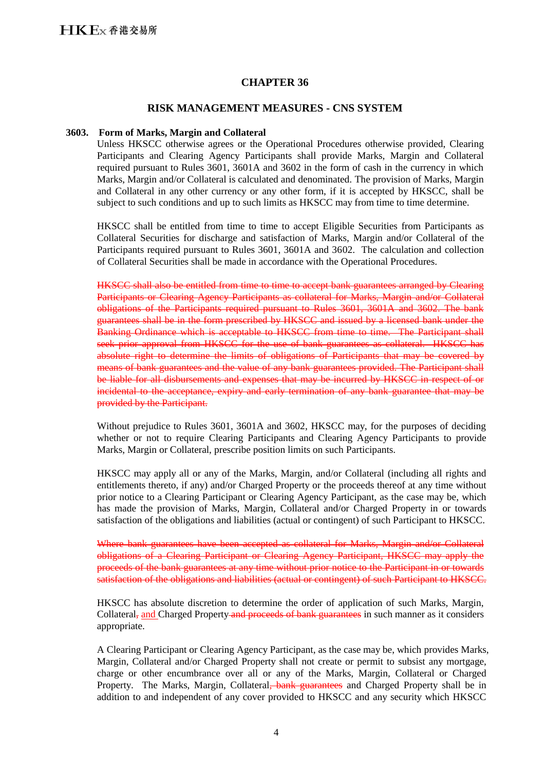# CHAPTER 36

## RISK MANAGEMENT MEASURES - CNS SYSTEM

**3603. Form of Marks, Margin and Collateral**

Unless HKSCC otherwise agrees or the Operational Procedures otherwise provided, Clearing Participants and Clearing Agency Participants shall provide Marks, Margin and Collateral required pursuant to Rules 3601, 3601A and 3602 in the form of cash in the currency in which Marks, Margin and/or Collateral is calculated and denominated. The provision of Marks, Margin and Collateral in any other currency or any other form, if it is accepted by HKSCC, shall be subject to such conditions and up to such limits as HKSCC may from time to time determine.

HKSCC shall be entitled from time to time to accept Eligible Securities from Participants as Collateral Securities for discharge and satisfaction of Marks, Margin and/or Collateral of the Participants required pursuant to Rules 3601, 3601A and 3602. The calculation and collection of Collateral Securities shall be made in accordance with the Operational Procedures.

~~HKSCC shall also be entitled from time to time to accept bank guarantees arranged by Clearing Participants or Clearing Agency Participants as collateral for Marks, Margin and/or Collateral obligations of the Participants required pursuant to Rules 3601, 3601A and 3602. The bank guarantees shall be in the form prescribed by HKSCC and issued by a licensed bank under the Banking Ordinance which is acceptable to HKSCC from time to time. The Participant shall seek prior approval from HKSCC for the use of bank guarantees as collateral. HKSCC has absolute right to determine the limits of obligations of Participants that may be covered by means of bank guarantees and the value of any bank guarantees provided. The Participant shall be liable for all disbursements and expenses that may be incurred by HKSCC in respect of or incidental to the acceptance, expiry and early termination of any bank guarantee that may be provided by the Participant.~~

Without prejudice to Rules 3601, 3601A and 3602, HKSCC may, for the purposes of deciding whether or not to require Clearing Participants and Clearing Agency Participants to provide Marks, Margin or Collateral, prescribe position limits on such Participants.

HKSCC may apply all or any of the Marks, Margin, and/or Collateral (including all rights and entitlements thereto, if any) and/or Charged Property or the proceeds thereof at any time without prior notice to a Clearing Participant or Clearing Agency Participant, as the case may be, which has made the provision of Marks, Margin, Collateral and/or Charged Property in or towards satisfaction of the obligations and liabilities (actual or contingent) of such Participant to HKSCC.

~~Where bank guarantees have been accepted as collateral for Marks, Margin and/or Collateral obligations of a Clearing Participant or Clearing Agency Participant, HKSCC may apply the proceeds of the bank guarantees at any time without prior notice to the Participant in or towards satisfaction of the obligations and liabilities (actual or contingent) of such Participant to HKSCC.~~

HKSCC has absolute discretion to determine the order of application of such Marks, Margin, Collateral~~,~~ and Charged Property ~~and proceeds of bank guarantees~~ in such manner as it considers appropriate.

A Clearing Participant or Clearing Agency Participant, as the case may be, which provides Marks, Margin, Collateral and/or Charged Property shall not create or permit to subsist any mortgage, charge or other encumbrance over all or any of the Marks, Margin, Collateral or Charged Property. The Marks, Margin, Collateral~~, bank guarantees~~ and Charged Property shall be in addition to and independent of any cover provided to HKSCC and any security which HKSCC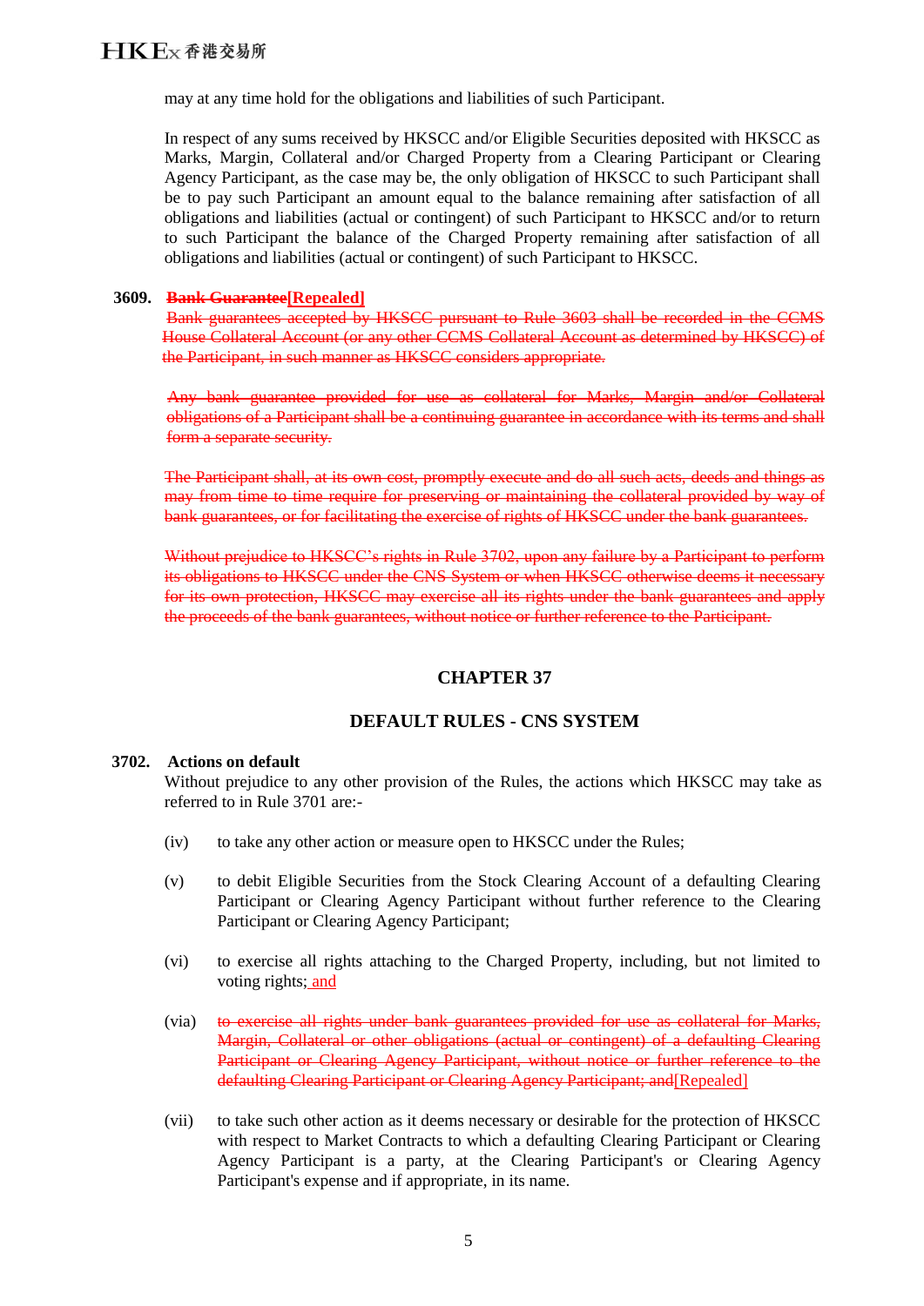may at any time hold for the obligations and liabilities of such Participant.

In respect of any sums received by HKSCC and/or Eligible Securities deposited with HKSCC as Marks, Margin, Collateral and/or Charged Property from a Clearing Participant or Clearing Agency Participant, as the case may be, the only obligation of HKSCC to such Participant shall be to pay such Participant an amount equal to the balance remaining after satisfaction of all obligations and liabilities (actual or contingent) of such Participant to HKSCC and/or to return to such Participant the balance of the Charged Property remaining after satisfaction of all obligations and liabilities (actual or contingent) of such Participant to HKSCC.

**3609. ~~Bank Guarantee~~[Repealed]**

~~Bank guarantees accepted by HKSCC pursuant to Rule 3603 shall be recorded in the CCMS House Collateral Account (or any other CCMS Collateral Account as determined by HKSCC) of the Participant, in such manner as HKSCC considers appropriate.~~

~~Any bank guarantee provided for use as collateral for Marks, Margin and/or Collateral obligations of a Participant shall be a continuing guarantee in accordance with its terms and shall form a separate security.~~

~~The Participant shall, at its own cost, promptly execute and do all such acts, deeds and things as may from time to time require for preserving or maintaining the collateral provided by way of bank guarantees, or for facilitating the exercise of rights of HKSCC under the bank guarantees.~~

~~Without prejudice to HKSCC's rights in Rule 3702, upon any failure by a Participant to perform its obligations to HKSCC under the CNS System or when HKSCC otherwise deems it necessary for its own protection, HKSCC may exercise all its rights under the bank guarantees and apply the proceeds of the bank guarantees, without notice or further reference to the Participant.~~

## CHAPTER 37

## DEFAULT RULES - CNS SYSTEM

**3702. Actions on default**

Without prejudice to any other provision of the Rules, the actions which HKSCC may take as referred to in Rule 3701 are:-

(iv) to take any other action or measure open to HKSCC under the Rules;

(v) to debit Eligible Securities from the Stock Clearing Account of a defaulting Clearing Participant or Clearing Agency Participant without further reference to the Clearing Participant or Clearing Agency Participant;

(vi) to exercise all rights attaching to the Charged Property, including, but not limited to voting rights; and

(via) ~~to exercise all rights under bank guarantees provided for use as collateral for Marks, Margin, Collateral or other obligations (actual or contingent) of a defaulting Clearing Participant or Clearing Agency Participant, without notice or further reference to the defaulting Clearing Participant or Clearing Agency Participant; and~~[Repealed]

(vii) to take such other action as it deems necessary or desirable for the protection of HKSCC with respect to Market Contracts to which a defaulting Clearing Participant or Clearing Agency Participant is a party, at the Clearing Participant's or Clearing Agency Participant's expense and if appropriate, in its name.